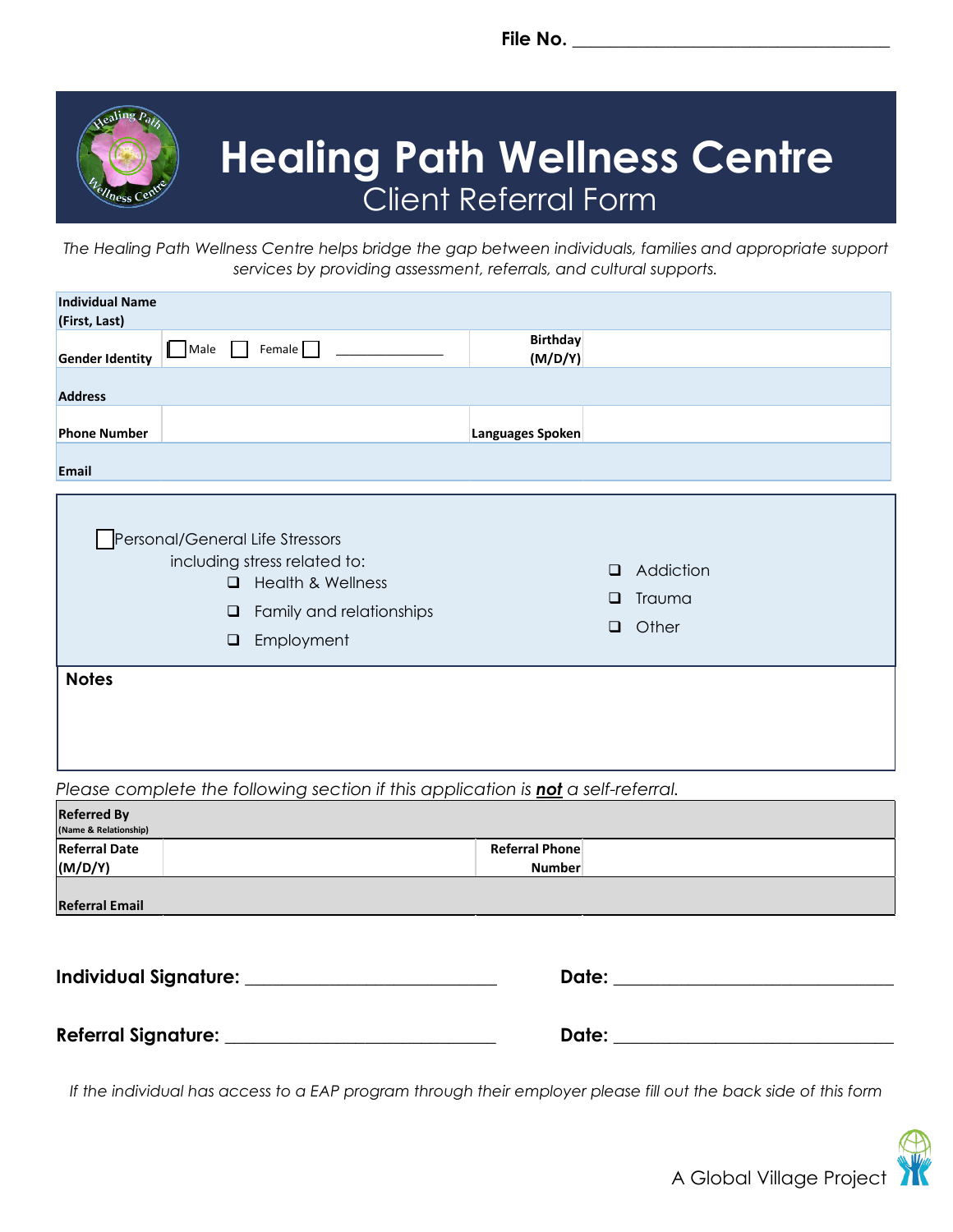File No. ___________________________________

# Healing Path Wellness Centre

## Client Referral Form

*The Healing Path Wellness Centre helps bridge the gap between individuals, families and appropriate support services by providing assessment, referrals, and cultural supports.*

| | | | |
|---|---|---|---|
| **Individual Name (First, Last)** | | | |
| **Gender Identity** | ☐ Male ☐ Female ☐ ______________ | **Birthday (M/D/Y)** | |
| **Address** | | | |
| **Phone Number** | | **Languages Spoken** | |
| **Email** | | | |

☐ Personal/General Life Stressors
including stress related to:
- ☐ Health & Wellness
- ☐ Family and relationships
- ☐ Employment

- ☐ Addiction
- ☐ Trauma
- ☐ Other

**Notes**

*Please complete the following section if this application is **not** a self-referral.*

| | | | |
|---|---|---|---|
| **Referred By** (Name & Relationship) | | | |
| **Referral Date (M/D/Y)** | | **Referral Phone Number** | |
| **Referral Email** | | | |

**Individual Signature:** ____________________________ **Date:** ______________________________

**Referral Signature:** ______________________________ **Date:** ______________________________

*If the individual has access to a EAP program through their employer please fill out the back side of this form*

A Global Village Project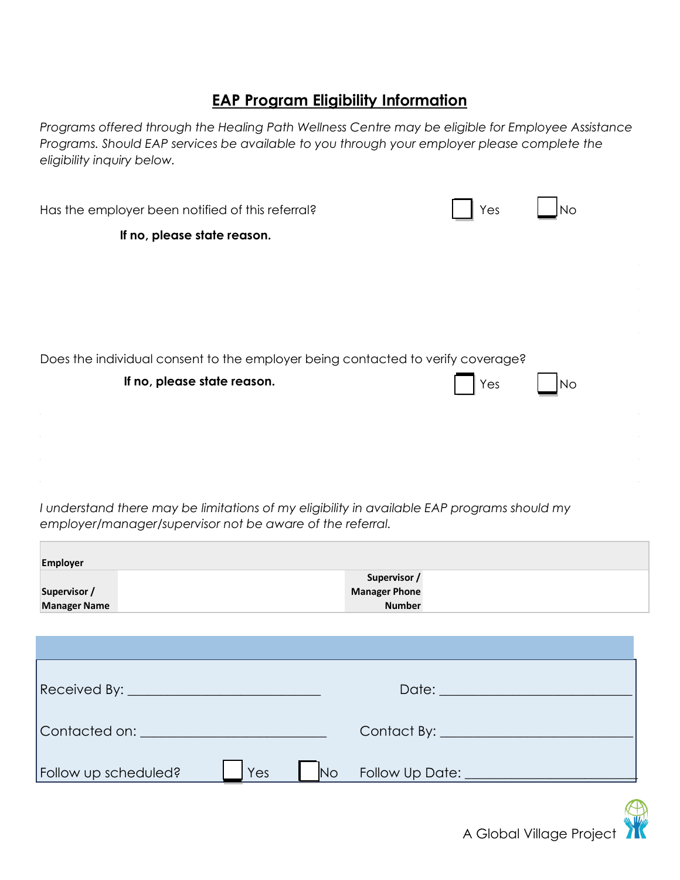## EAP Program Eligibility Information

*Programs offered through the Healing Path Wellness Centre may be eligible for Employee Assistance Programs. Should EAP services be available to you through your employer please complete the eligibility inquiry below.*

Has the employer been notified of this referral? ☐ Yes ☐ No

**If no, please state reason.**

Does the individual consent to the employer being contacted to verify coverage?

**If no, please state reason.** ☐ Yes ☐ No

*I understand there may be limitations of my eligibility in available EAP programs should my employer/manager/supervisor not be aware of the referral.*

| | | | |
|---|---|---|---|
| **Employer** | | | |
| **Supervisor / Manager Name** | | **Supervisor / Manager Phone Number** | |

Received By: ___________________________ Date: ___________________________

Contacted on: ___________________________ Contact By: ___________________________

Follow up scheduled? ☐ Yes ☐ No Follow Up Date: ___________________________

A Global Village Project